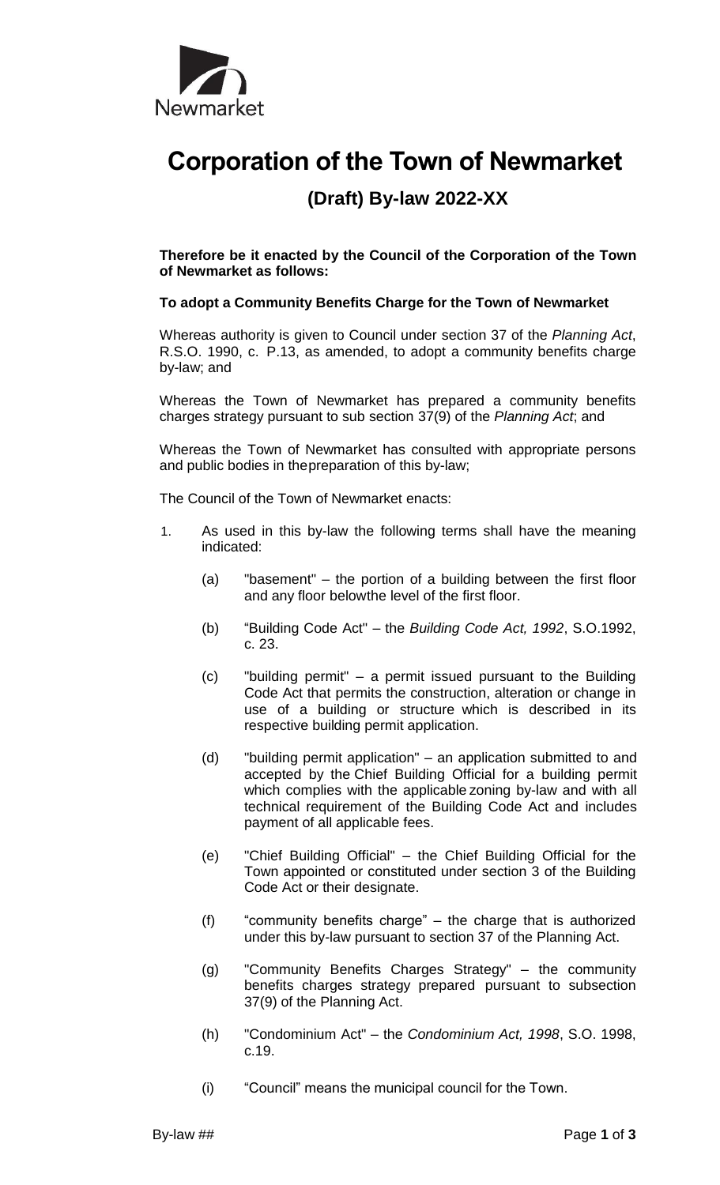Newmarket

# Corporation of the Town of Newmarket

## (Draft) By-law 2022-XX

**Therefore be it enacted by the Council of the Corporation of the Town of Newmarket as follows:**

**To adopt a Community Benefits Charge for the Town of Newmarket**

Whereas authority is given to Council under section 37 of the *Planning Act*, R.S.O. 1990, c. P.13, as amended, to adopt a community benefits charge by-law; and

Whereas the Town of Newmarket has prepared a community benefits charges strategy pursuant to sub section 37(9) of the *Planning Act*; and

Whereas the Town of Newmarket has consulted with appropriate persons and public bodies in thepreparation of this by-law;

The Council of the Town of Newmarket enacts:

1. As used in this by-law the following terms shall have the meaning indicated:

   (a) "basement" – the portion of a building between the first floor and any floor belowthe level of the first floor.

   (b) "Building Code Act" – the *Building Code Act, 1992*, S.O.1992, c. 23.

   (c) "building permit" – a permit issued pursuant to the Building Code Act that permits the construction, alteration or change in use of a building or structure which is described in its respective building permit application.

   (d) "building permit application" – an application submitted to and accepted by the Chief Building Official for a building permit which complies with the applicable zoning by-law and with all technical requirement of the Building Code Act and includes payment of all applicable fees.

   (e) "Chief Building Official" – the Chief Building Official for the Town appointed or constituted under section 3 of the Building Code Act or their designate.

   (f) "community benefits charge" – the charge that is authorized under this by-law pursuant to section 37 of the Planning Act.

   (g) "Community Benefits Charges Strategy" – the community benefits charges strategy prepared pursuant to subsection 37(9) of the Planning Act.

   (h) "Condominium Act" – the *Condominium Act, 1998*, S.O. 1998, c.19.

   (i) "Council" means the municipal council for the Town.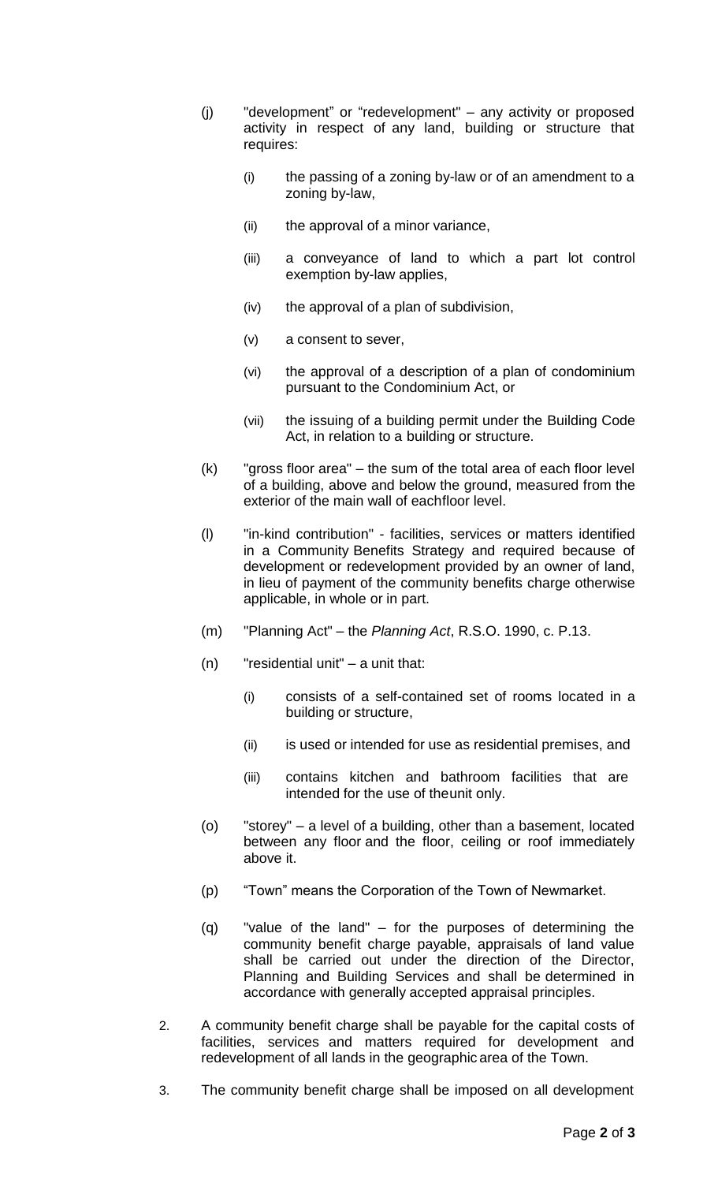(j) "development" or "redevelopment" – any activity or proposed activity in respect of any land, building or structure that requires:

   (i) the passing of a zoning by-law or of an amendment to a zoning by-law,

   (ii) the approval of a minor variance,

   (iii) a conveyance of land to which a part lot control exemption by-law applies,

   (iv) the approval of a plan of subdivision,

   (v) a consent to sever,

   (vi) the approval of a description of a plan of condominium pursuant to the Condominium Act, or

   (vii) the issuing of a building permit under the Building Code Act, in relation to a building or structure.

(k) "gross floor area" – the sum of the total area of each floor level of a building, above and below the ground, measured from the exterior of the main wall of eachfloor level.

(l) "in-kind contribution" - facilities, services or matters identified in a Community Benefits Strategy and required because of development or redevelopment provided by an owner of land, in lieu of payment of the community benefits charge otherwise applicable, in whole or in part.

(m) "Planning Act" – the *Planning Act*, R.S.O. 1990, c. P.13.

(n) "residential unit" – a unit that:

   (i) consists of a self-contained set of rooms located in a building or structure,

   (ii) is used or intended for use as residential premises, and

   (iii) contains kitchen and bathroom facilities that are intended for the use of theunit only.

(o) "storey" – a level of a building, other than a basement, located between any floor and the floor, ceiling or roof immediately above it.

(p) "Town" means the Corporation of the Town of Newmarket.

(q) "value of the land" – for the purposes of determining the community benefit charge payable, appraisals of land value shall be carried out under the direction of the Director, Planning and Building Services and shall be determined in accordance with generally accepted appraisal principles.

2. A community benefit charge shall be payable for the capital costs of facilities, services and matters required for development and redevelopment of all lands in the geographic area of the Town.

3. The community benefit charge shall be imposed on all development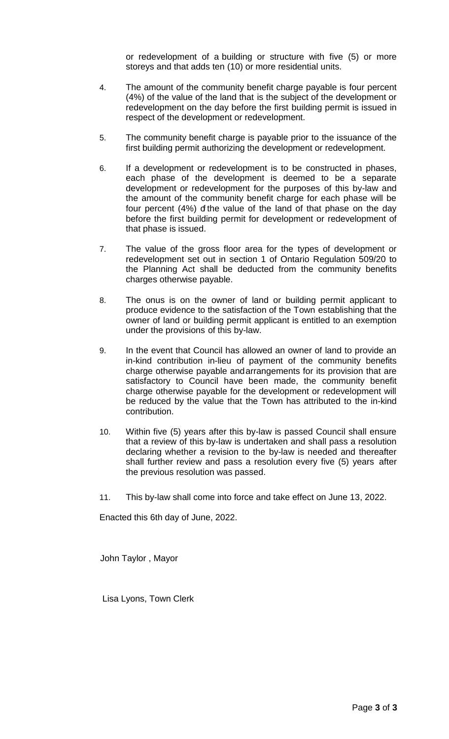or redevelopment of a building or structure with five (5) or more storeys and that adds ten (10) or more residential units.

4. The amount of the community benefit charge payable is four percent (4%) of the value of the land that is the subject of the development or redevelopment on the day before the first building permit is issued in respect of the development or redevelopment.

5. The community benefit charge is payable prior to the issuance of the first building permit authorizing the development or redevelopment.

6. If a development or redevelopment is to be constructed in phases, each phase of the development is deemed to be a separate development or redevelopment for the purposes of this by-law and the amount of the community benefit charge for each phase will be four percent (4%) of the value of the land of that phase on the day before the first building permit for development or redevelopment of that phase is issued.

7. The value of the gross floor area for the types of development or redevelopment set out in section 1 of Ontario Regulation 509/20 to the Planning Act shall be deducted from the community benefits charges otherwise payable.

8. The onus is on the owner of land or building permit applicant to produce evidence to the satisfaction of the Town establishing that the owner of land or building permit applicant is entitled to an exemption under the provisions of this by-law.

9. In the event that Council has allowed an owner of land to provide an in-kind contribution in-lieu of payment of the community benefits charge otherwise payable and arrangements for its provision that are satisfactory to Council have been made, the community benefit charge otherwise payable for the development or redevelopment will be reduced by the value that the Town has attributed to the in-kind contribution.

10. Within five (5) years after this by-law is passed Council shall ensure that a review of this by-law is undertaken and shall pass a resolution declaring whether a revision to the by-law is needed and thereafter shall further review and pass a resolution every five (5) years after the previous resolution was passed.

11. This by-law shall come into force and take effect on June 13, 2022.

Enacted this 6th day of June, 2022.

John Taylor , Mayor

Lisa Lyons, Town Clerk